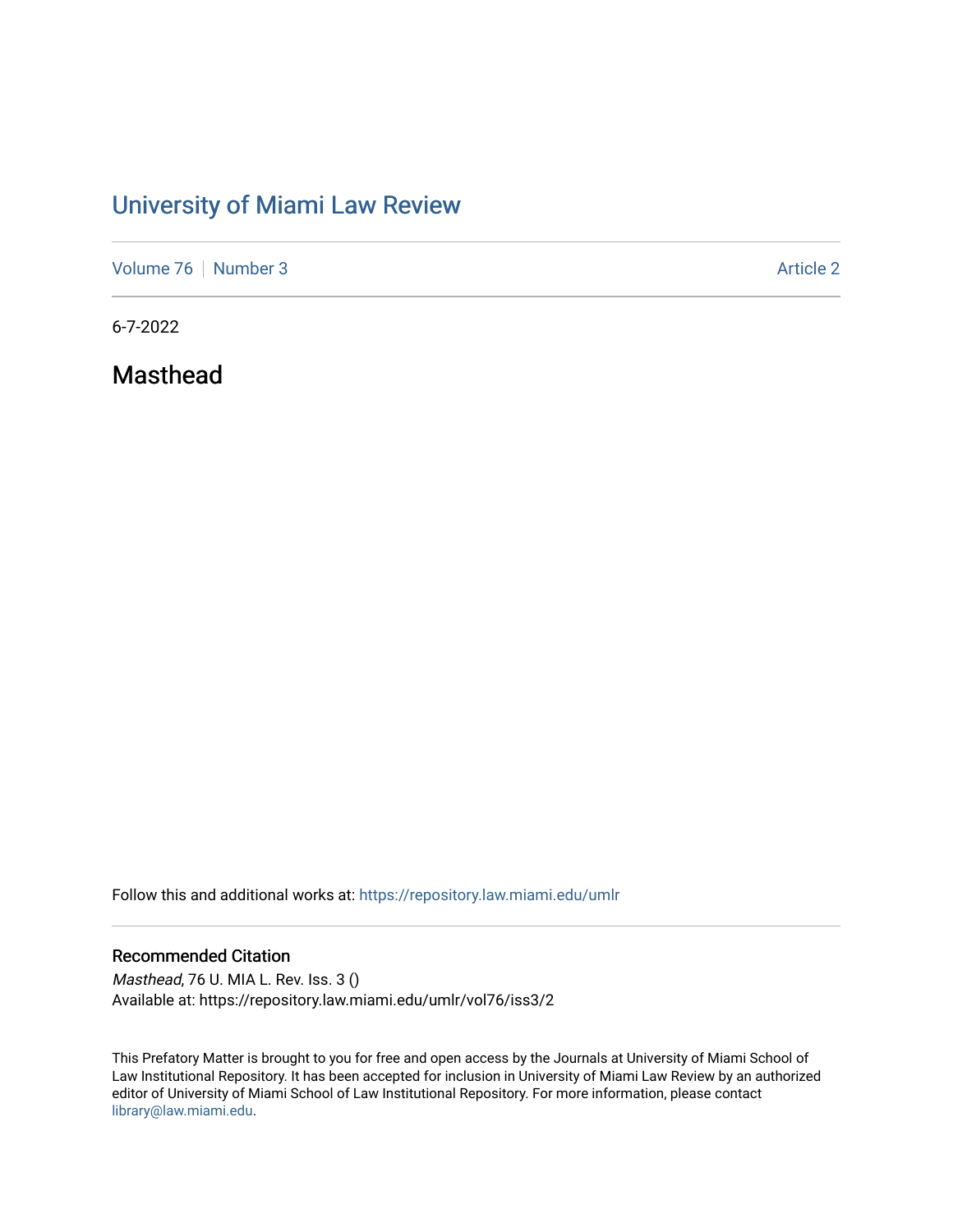# University of Miami Law Review

Volume 76 | Number 3 | Article 2

6-7-2022

## Masthead

Follow this and additional works at: https://repository.law.miami.edu/umlr

### Recommended Citation

*Masthead*, 76 U. MIA L. Rev. Iss. 3 ()
Available at: https://repository.law.miami.edu/umlr/vol76/iss3/2

This Prefatory Matter is brought to you for free and open access by the Journals at University of Miami School of Law Institutional Repository. It has been accepted for inclusion in University of Miami Law Review by an authorized editor of University of Miami School of Law Institutional Repository. For more information, please contact library@law.miami.edu.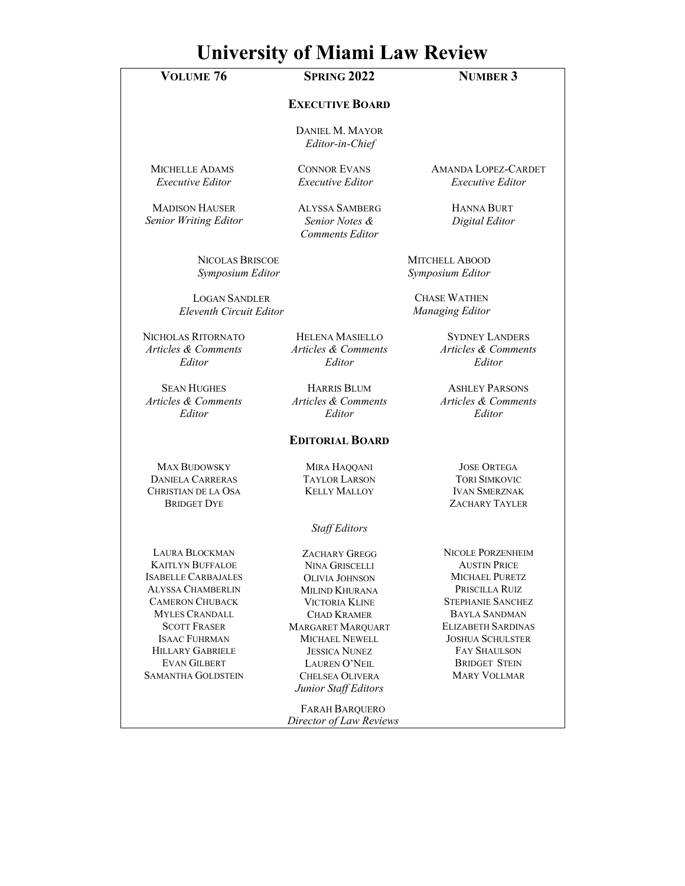# University of Miami Law Review

**VOLUME 76** **SPRING 2022** **NUMBER 3**

## EXECUTIVE BOARD

DANIEL M. MAYOR
*Editor-in-Chief*

MICHELLE ADAMS
*Executive Editor*

CONNOR EVANS
*Executive Editor*

AMANDA LOPEZ-CARDET
*Executive Editor*

MADISON HAUSER
*Senior Writing Editor*

ALYSSA SAMBERG
*Senior Notes & Comments Editor*

HANNA BURT
*Digital Editor*

NICOLAS BRISCOE
*Symposium Editor*

MITCHELL ABOOD
*Symposium Editor*

LOGAN SANDLER
*Eleventh Circuit Editor*

CHASE WATHEN
*Managing Editor*

NICHOLAS RITORNATO
*Articles & Comments Editor*

HELENA MASIELLO
*Articles & Comments Editor*

SYDNEY LANDERS
*Articles & Comments Editor*

SEAN HUGHES
*Articles & Comments Editor*

HARRIS BLUM
*Articles & Comments Editor*

ASHLEY PARSONS
*Articles & Comments Editor*

## EDITORIAL BOARD

MAX BUDOWSKY
DANIELA CARRERAS
CHRISTIAN DE LA OSA
BRIDGET DYE
MIRA HAQQANI
TAYLOR LARSON
KELLY MALLOY
JOSE ORTEGA
TORI SIMKOVIC
IVAN SMERZNAK
ZACHARY TAYLER

*Staff Editors*

LAURA BLOCKMAN
KAITLYN BUFFALOE
ISABELLE CARBAJALES
ALYSSA CHAMBERLIN
CAMERON CHUBACK
MYLES CRANDALL
SCOTT FRASER
ISAAC FUHRMAN
HILLARY GABRIELE
EVAN GILBERT
SAMANTHA GOLDSTEIN
ZACHARY GREGG
NINA GRISCELLI
OLIVIA JOHNSON
MILIND KHURANA
VICTORIA KLINE
CHAD KRAMER
MARGARET MARQUART
MICHAEL NEWELL
JESSICA NUNEZ
LAUREN O'NEIL
CHELSEA OLIVERA
NICOLE PORZENHEIM
AUSTIN PRICE
MICHAEL PURETZ
PRISCILLA RUIZ
STEPHANIE SANCHEZ
BAYLA SANDMAN
ELIZABETH SARDINAS
JOSHUA SCHULSTER
FAY SHAULSON
BRIDGET STEIN
MARY VOLLMAR

*Junior Staff Editors*

FARAH BARQUERO
*Director of Law Reviews*